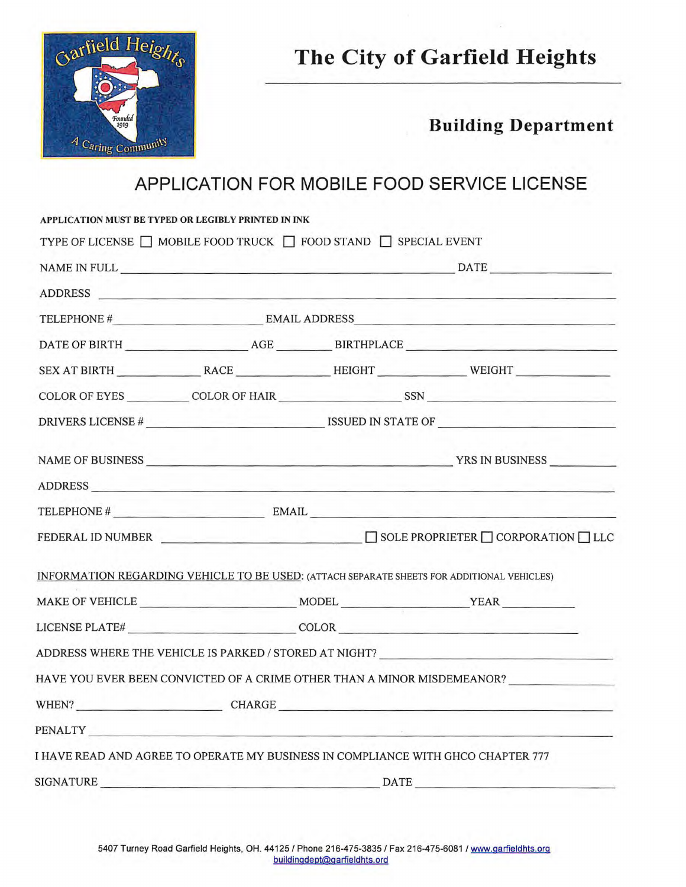# The City of Garfield Heights

## Building Department

## APPLICATION FOR MOBILE FOOD SERVICE LICENSE

**APPLICATION MUST BE TYPED OR LEGIBLY PRINTED IN INK**

TYPE OF LICENSE ☐ MOBILE FOOD TRUCK ☐ FOOD STAND ☐ SPECIAL EVENT

NAME IN FULL ______________________________ DATE ______________

ADDRESS ______________________________________________

TELEPHONE # ______________ EMAIL ADDRESS ______________________________

DATE OF BIRTH ______________ AGE ________ BIRTHPLACE ______________________

SEX AT BIRTH __________ RACE __________ HEIGHT __________ WEIGHT __________

COLOR OF EYES ________ COLOR OF HAIR ______________ SSN ______________________

DRIVERS LICENSE # ______________________ ISSUED IN STATE OF ______________________

NAME OF BUSINESS ______________________________ YRS IN BUSINESS ________

ADDRESS ______________________________________________

TELEPHONE # ______________ EMAIL ______________________________

FEDERAL ID NUMBER ______________________ ☐ SOLE PROPRIETER ☐ CORPORATION ☐ LLC

INFORMATION REGARDING VEHICLE TO BE USED: (ATTACH SEPARATE SHEETS FOR ADDITIONAL VEHICLES)

MAKE OF VEHICLE ______________ MODEL ______________ YEAR ________

LICENSE PLATE# ______________________ COLOR ______________________

ADDRESS WHERE THE VEHICLE IS PARKED / STORED AT NIGHT? ______________________

HAVE YOU EVER BEEN CONVICTED OF A CRIME OTHER THAN A MINOR MISDEMEANOR? ____________

WHEN? ______________ CHARGE ______________________________

PENALTY ______________________________________________

I HAVE READ AND AGREE TO OPERATE MY BUSINESS IN COMPLIANCE WITH GHCO CHAPTER 777

SIGNATURE ______________________________ DATE ______________________

5407 Turney Road Garfield Heights, OH. 44125 / Phone 216-475-3835 / Fax 216-475-6081 / www.garfieldhts.org
buildingdept@garfieldhts.org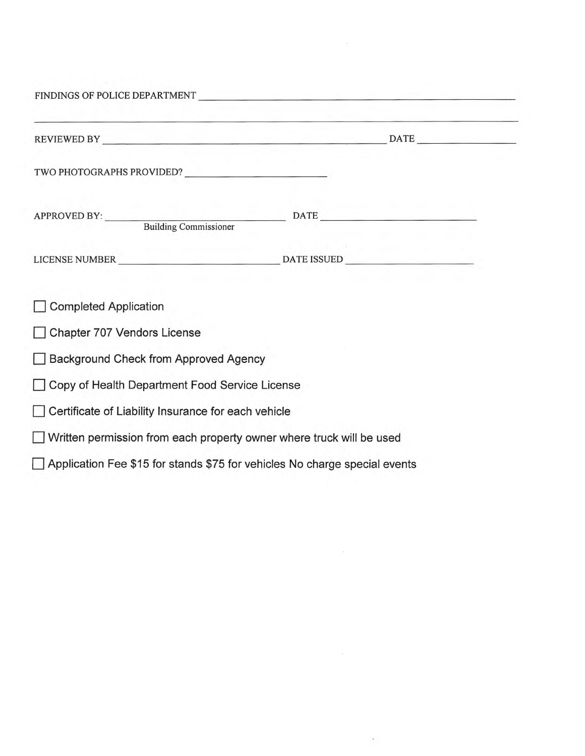FINDINGS OF POLICE DEPARTMENT ______________________________________________

______________________________________________________________________________

REVIEWED BY ____________________________________________ DATE ______________

TWO PHOTOGRAPHS PROVIDED? ____________________

APPROVED BY: ______________________________ DATE ________________________
Building Commissioner

LICENSE NUMBER ________________________ DATE ISSUED ____________________

- ☐ Completed Application
- ☐ Chapter 707 Vendors License
- ☐ Background Check from Approved Agency
- ☐ Copy of Health Department Food Service License
- ☐ Certificate of Liability Insurance for each vehicle
- ☐ Written permission from each property owner where truck will be used
- ☐ Application Fee $15 for stands $75 for vehicles No charge special events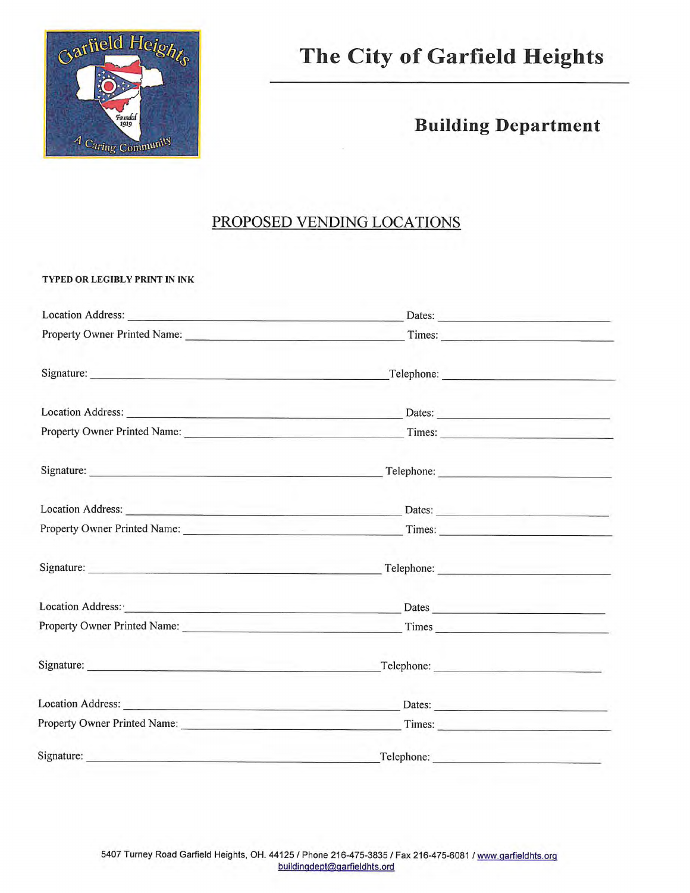# The City of Garfield Heights

## Building Department

## PROPOSED VENDING LOCATIONS

**TYPED OR LEGIBLY PRINT IN INK**

Location Address: ____________________________________________ Dates: ____________________________

Property Owner Printed Name: _________________________________ Times: ____________________________

Signature: ____________________________________________________ Telephone: ________________________

Location Address: ____________________________________________ Dates: ____________________________

Property Owner Printed Name: _________________________________ Times: ____________________________

Signature: ____________________________________________________ Telephone: ________________________

Location Address: ____________________________________________ Dates: ____________________________

Property Owner Printed Name: _________________________________ Times: ____________________________

Signature: ____________________________________________________ Telephone: ________________________

Location Address: ____________________________________________ Dates ____________________________

Property Owner Printed Name: _________________________________ Times ____________________________

Signature: ____________________________________________________ Telephone: ________________________

Location Address: ____________________________________________ Dates: ____________________________

Property Owner Printed Name: _________________________________ Times: ____________________________

Signature: ____________________________________________________ Telephone: ________________________

5407 Turney Road Garfield Heights, OH. 44125 / Phone 216-475-3835 / Fax 216-475-6081 / www.garfieldhts.org
buildingdept@garfieldhts.org